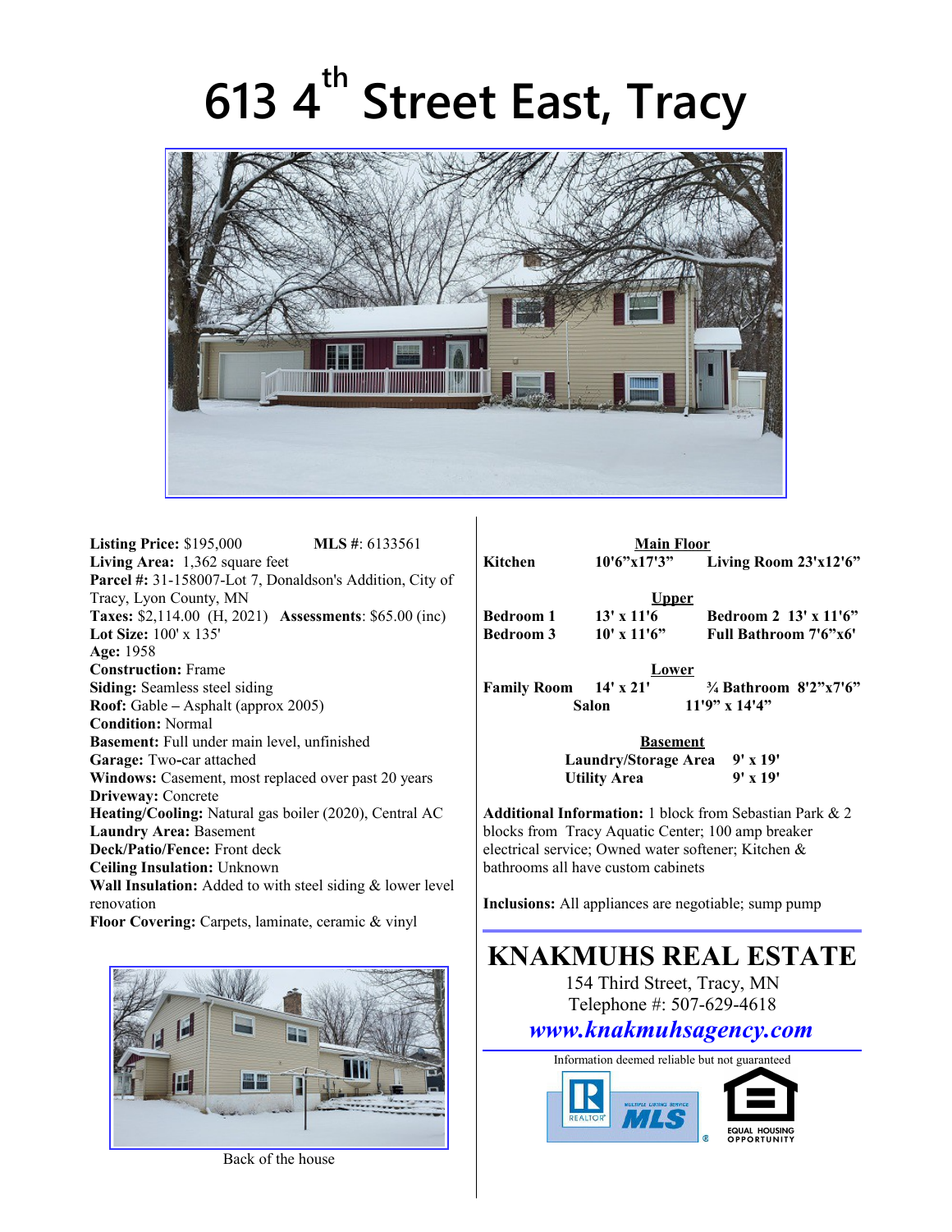# 613 4th Street East, Tracy

**Listing Price:** $195,000 **MLS #**: 6133561
**Living Area:** 1,362 square feet
**Parcel #:** 31-158007-Lot 7, Donaldson's Addition, City of Tracy, Lyon County, MN
**Taxes:** $2,114.00 (H, 2021) **Assessments**: $65.00 (inc)
**Lot Size:** 100' x 135'
**Age:** 1958
**Construction:** Frame
**Siding:** Seamless steel siding
**Roof:** Gable – Asphalt (approx 2005)
**Condition:** Normal
**Basement:** Full under main level, unfinished
**Garage:** Two-car attached
**Windows:** Casement, most replaced over past 20 years
**Driveway:** Concrete
**Heating/Cooling:** Natural gas boiler (2020), Central AC
**Laundry Area:** Basement
**Deck/Patio/Fence:** Front deck
**Ceiling Insulation:** Unknown
**Wall Insulation:** Added to with steel siding & lower level renovation
**Floor Covering:** Carpets, laminate, ceramic & vinyl

Back of the house

**Main Floor**

| | | | |
|---|---|---|---|
| **Kitchen** | 10'6"x17'3" | **Living Room** | 23'x12'6" |

**Upper**

| | | | |
|---|---|---|---|
| **Bedroom 1** | 13' x 11'6 | **Bedroom 2** | 13' x 11'6" |
| **Bedroom 3** | 10' x 11'6" | **Full Bathroom** | 7'6"x6' |

**Lower**

| | | | |
|---|---|---|---|
| **Family Room** | 14' x 21' | **¾ Bathroom** | 8'2"x7'6" |
| **Salon** | 11'9" x 14'4" | | |

**Basement**

| | |
|---|---|
| **Laundry/Storage Area** | 9' x 19' |
| **Utility Area** | 9' x 19' |

**Additional Information:** 1 block from Sebastian Park & 2 blocks from Tracy Aquatic Center; 100 amp breaker electrical service; Owned water softener; Kitchen & bathrooms all have custom cabinets

**Inclusions:** All appliances are negotiable; sump pump

## KNAKMUHS REAL ESTATE

154 Third Street, Tracy, MN
Telephone #: 507-629-4618
***www.knakmuhsagency.com***

Information deemed reliable but not guaranteed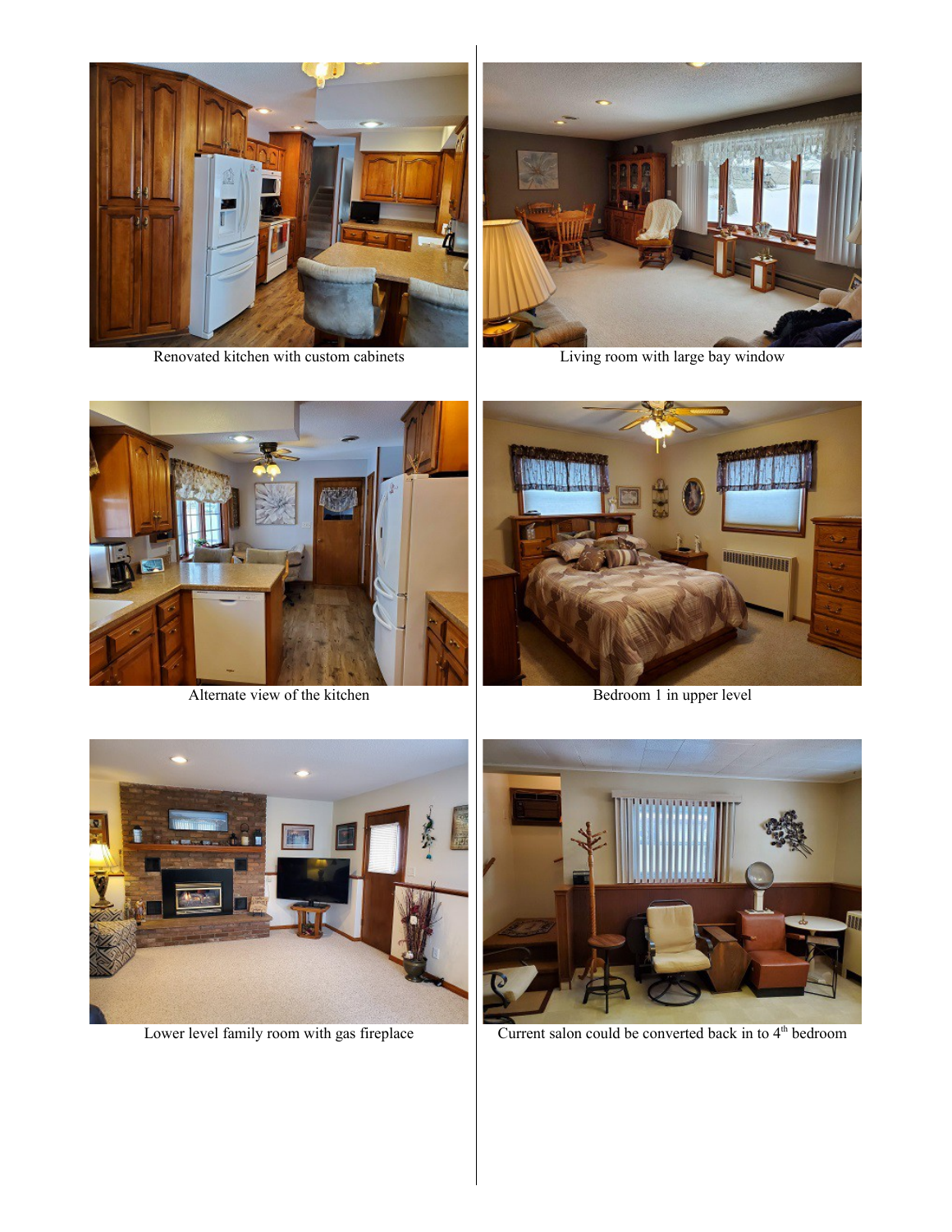Renovated kitchen with custom cabinets

Living room with large bay window

Alternate view of the kitchen

Bedroom 1 in upper level

Lower level family room with gas fireplace

Current salon could be converted back in to 4th bedroom